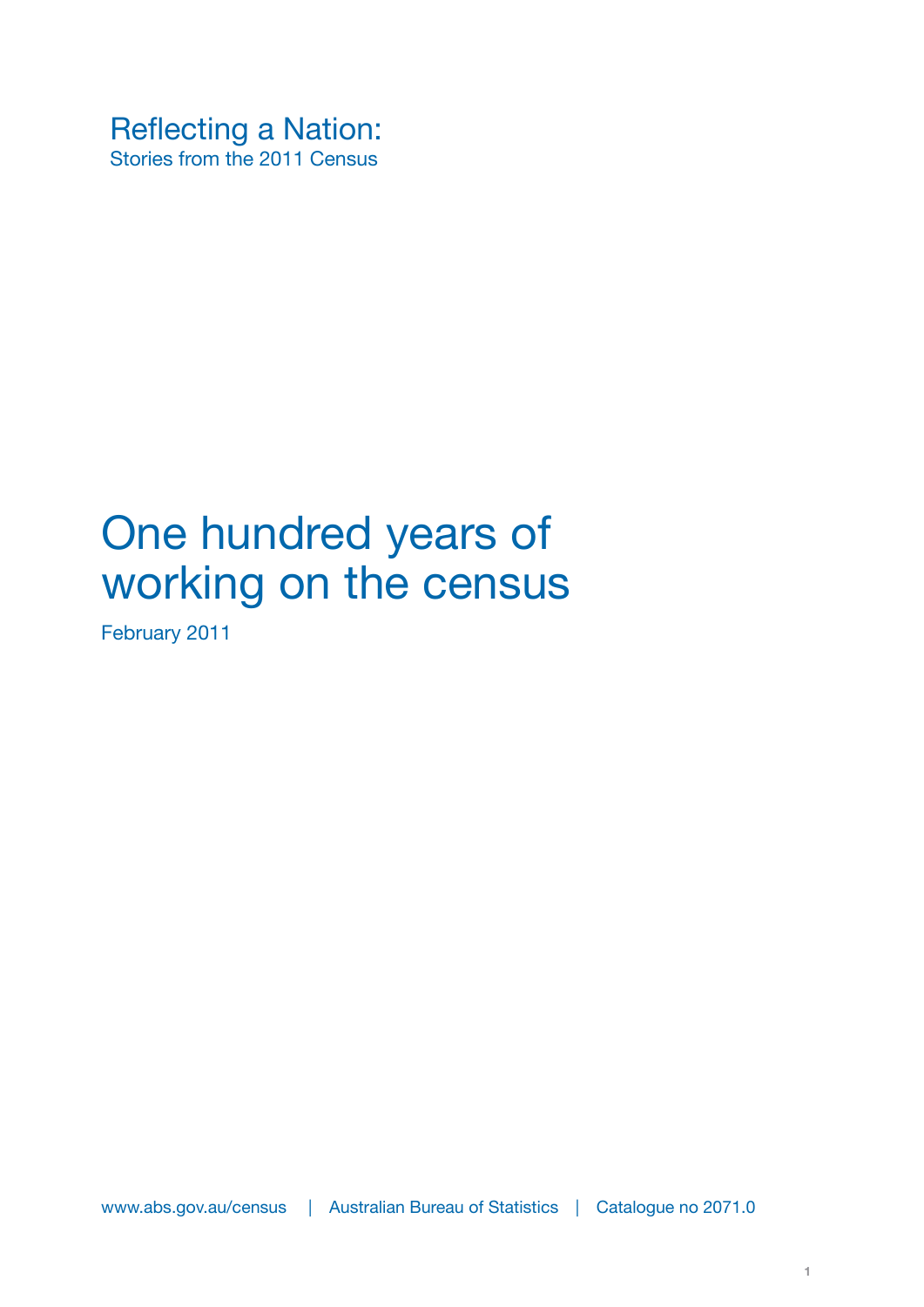Reflecting a Nation:
Stories from the 2011 Census

# One hundred years of working on the census

February 2011

www.abs.gov.au/census | Australian Bureau of Statistics | Catalogue no 2071.0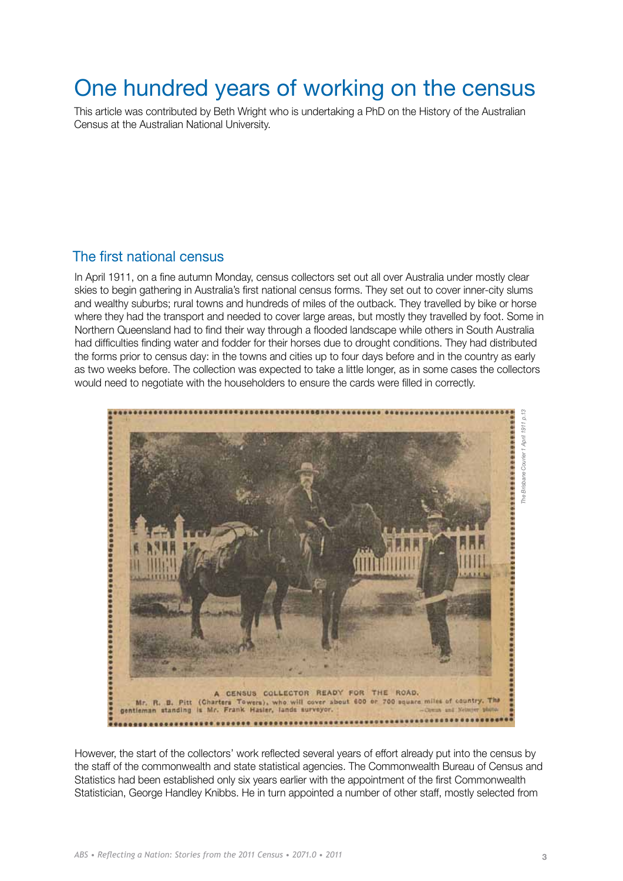# One hundred years of working on the census

This article was contributed by Beth Wright who is undertaking a PhD on the History of the Australian Census at the Australian National University.

## The first national census

In April 1911, on a fine autumn Monday, census collectors set out all over Australia under mostly clear skies to begin gathering in Australia's first national census forms. They set out to cover inner-city slums and wealthy suburbs; rural towns and hundreds of miles of the outback. They travelled by bike or horse where they had the transport and needed to cover large areas, but mostly they travelled by foot. Some in Northern Queensland had to find their way through a flooded landscape while others in South Australia had difficulties finding water and fodder for their horses due to drought conditions. They had distributed the forms prior to census day: in the towns and cities up to four days before and in the country as early as two weeks before. The collection was expected to take a little longer, as in some cases the collectors would need to negotiate with the householders to ensure the cards were filled in correctly.

A CENSUS COLLECTOR READY FOR THE ROAD. Mr. R. B. Pitt (Charters Towers), who will cover about 600 or 700 square miles of country. The gentleman standing is Mr. Frank Hasler, lands surveyor.

*The Brisbane Courier 1 April 1911 p.13*

However, the start of the collectors' work reflected several years of effort already put into the census by the staff of the commonwealth and state statistical agencies. The Commonwealth Bureau of Census and Statistics had been established only six years earlier with the appointment of the first Commonwealth Statistician, George Handley Knibbs. He in turn appointed a number of other staff, mostly selected from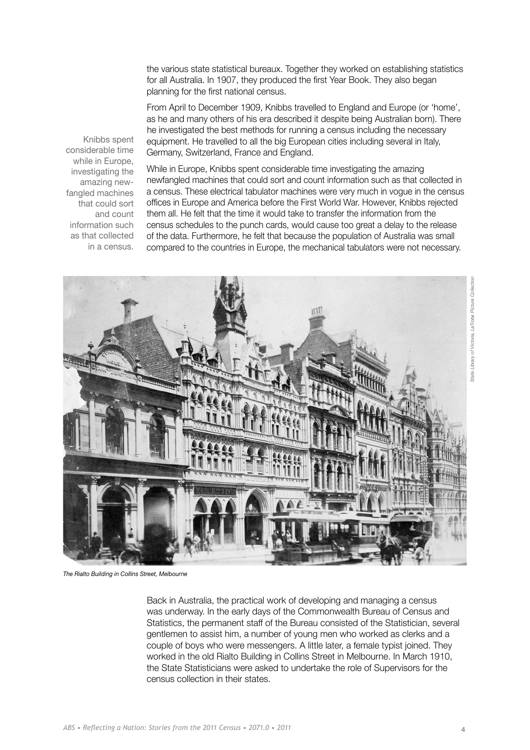the various state statistical bureaux. Together they worked on establishing statistics for all Australia. In 1907, they produced the first Year Book. They also began planning for the first national census.

From April to December 1909, Knibbs travelled to England and Europe (or 'home', as he and many others of his era described it despite being Australian born). There he investigated the best methods for running a census including the necessary equipment. He travelled to all the big European cities including several in Italy, Germany, Switzerland, France and England.

> Knibbs spent considerable time while in Europe, investigating the amazing new-fangled machines that could sort and count information such as that collected in a census.

While in Europe, Knibbs spent considerable time investigating the amazing newfangled machines that could sort and count information such as that collected in a census. These electrical tabulator machines were very much in vogue in the census offices in Europe and America before the First World War. However, Knibbs rejected them all. He felt that the time it would take to transfer the information from the census schedules to the punch cards, would cause too great a delay to the release of the data. Furthermore, he felt that because the population of Australia was small compared to the countries in Europe, the mechanical tabulators were not necessary.

*The Rialto Building in Collins Street, Melbourne*

*State Library of Victoria, LaTrobe Picture Collection*

Back in Australia, the practical work of developing and managing a census was underway. In the early days of the Commonwealth Bureau of Census and Statistics, the permanent staff of the Bureau consisted of the Statistician, several gentlemen to assist him, a number of young men who worked as clerks and a couple of boys who were messengers. A little later, a female typist joined. They worked in the old Rialto Building in Collins Street in Melbourne. In March 1910, the State Statisticians were asked to undertake the role of Supervisors for the census collection in their states.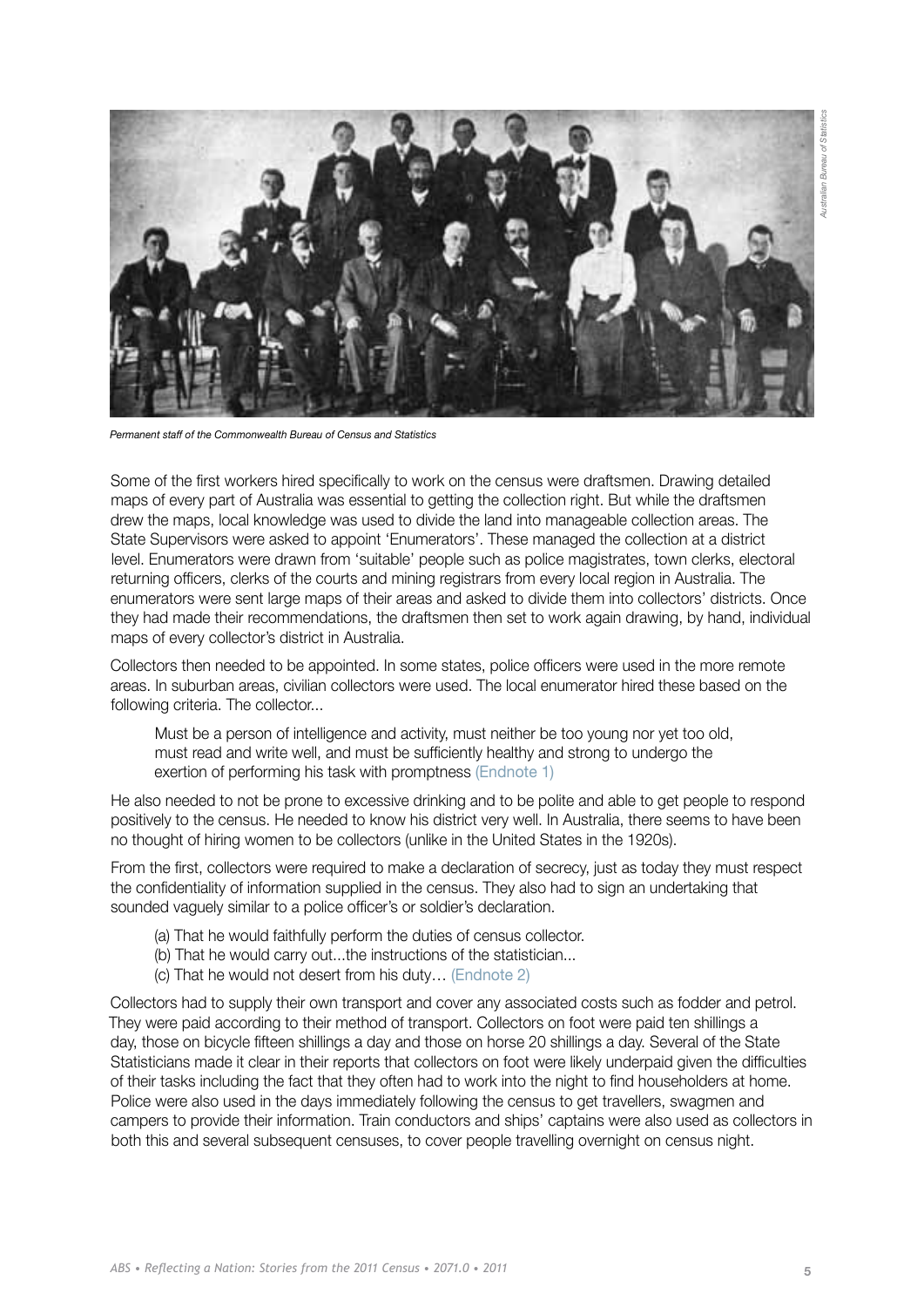*Permanent staff of the Commonwealth Bureau of Census and Statistics*

Some of the first workers hired specifically to work on the census were draftsmen. Drawing detailed maps of every part of Australia was essential to getting the collection right. But while the draftsmen drew the maps, local knowledge was used to divide the land into manageable collection areas. The State Supervisors were asked to appoint 'Enumerators'. These managed the collection at a district level. Enumerators were drawn from 'suitable' people such as police magistrates, town clerks, electoral returning officers, clerks of the courts and mining registrars from every local region in Australia. The enumerators were sent large maps of their areas and asked to divide them into collectors' districts. Once they had made their recommendations, the draftsmen then set to work again drawing, by hand, individual maps of every collector's district in Australia.

Collectors then needed to be appointed. In some states, police officers were used in the more remote areas. In suburban areas, civilian collectors were used. The local enumerator hired these based on the following criteria. The collector...

> Must be a person of intelligence and activity, must neither be too young nor yet too old, must read and write well, and must be sufficiently healthy and strong to undergo the exertion of performing his task with promptness (Endnote 1)

He also needed to not be prone to excessive drinking and to be polite and able to get people to respond positively to the census. He needed to know his district very well. In Australia, there seems to have been no thought of hiring women to be collectors (unlike in the United States in the 1920s).

From the first, collectors were required to make a declaration of secrecy, just as today they must respect the confidentiality of information supplied in the census. They also had to sign an undertaking that sounded vaguely similar to a police officer's or soldier's declaration.

> (a) That he would faithfully perform the duties of census collector.
> (b) That he would carry out...the instructions of the statistician...
> (c) That he would not desert from his duty… (Endnote 2)

Collectors had to supply their own transport and cover any associated costs such as fodder and petrol. They were paid according to their method of transport. Collectors on foot were paid ten shillings a day, those on bicycle fifteen shillings a day and those on horse 20 shillings a day. Several of the State Statisticians made it clear in their reports that collectors on foot were likely underpaid given the difficulties of their tasks including the fact that they often had to work into the night to find householders at home. Police were also used in the days immediately following the census to get travellers, swagmen and campers to provide their information. Train conductors and ships' captains were also used as collectors in both this and several subsequent censuses, to cover people travelling overnight on census night.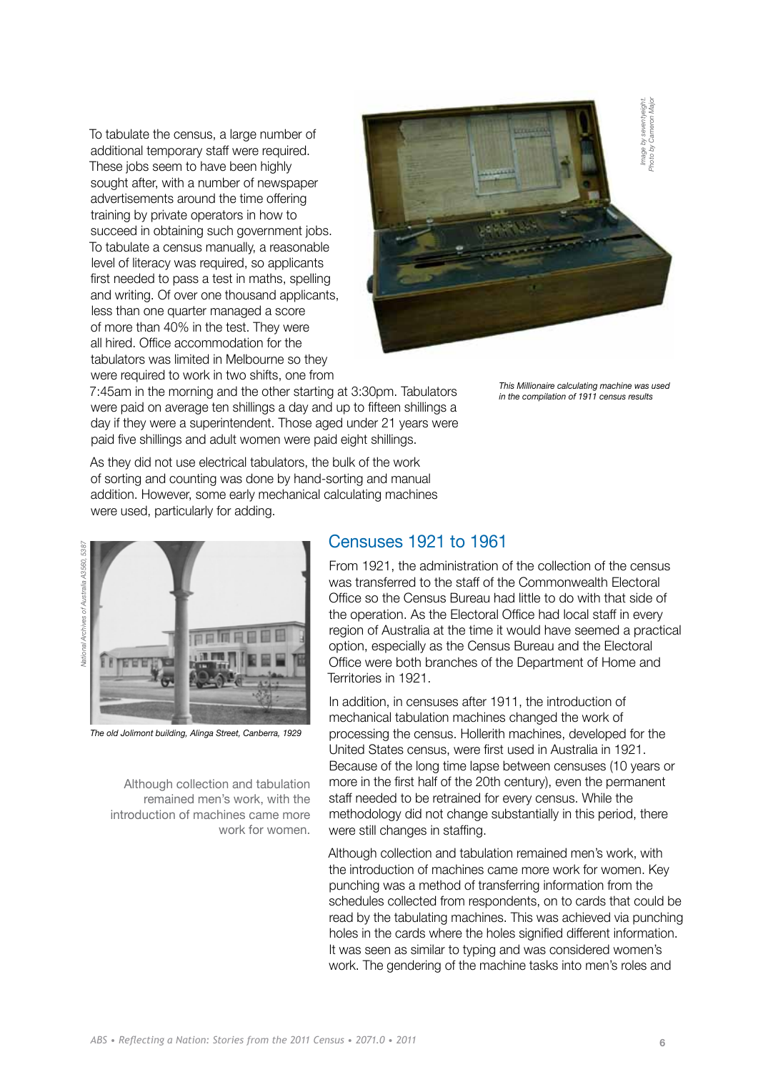To tabulate the census, a large number of additional temporary staff were required. These jobs seem to have been highly sought after, with a number of newspaper advertisements around the time offering training by private operators in how to succeed in obtaining such government jobs. To tabulate a census manually, a reasonable level of literacy was required, so applicants first needed to pass a test in maths, spelling and writing. Of over one thousand applicants, less than one quarter managed a score of more than 40% in the test. They were all hired. Office accommodation for the tabulators was limited in Melbourne so they were required to work in two shifts, one from 7:45am in the morning and the other starting at 3:30pm. Tabulators were paid on average ten shillings a day and up to fifteen shillings a day if they were a superintendent. Those aged under 21 years were paid five shillings and adult women were paid eight shillings.

*Image by seventyeight. Photo by Cameron Major*

*This Millionaire calculating machine was used in the compilation of 1911 census results*

As they did not use electrical tabulators, the bulk of the work of sorting and counting was done by hand-sorting and manual addition. However, some early mechanical calculating machines were used, particularly for adding.

*National Archives of Australia A3560, 5387*

*The old Jolimont building, Alinga Street, Canberra, 1929*

> Although collection and tabulation remained men's work, with the introduction of machines came more work for women.

## Censuses 1921 to 1961

From 1921, the administration of the collection of the census was transferred to the staff of the Commonwealth Electoral Office so the Census Bureau had little to do with that side of the operation. As the Electoral Office had local staff in every region of Australia at the time it would have seemed a practical option, especially as the Census Bureau and the Electoral Office were both branches of the Department of Home and Territories in 1921.

In addition, in censuses after 1911, the introduction of mechanical tabulation machines changed the work of processing the census. Hollerith machines, developed for the United States census, were first used in Australia in 1921. Because of the long time lapse between censuses (10 years or more in the first half of the 20th century), even the permanent staff needed to be retrained for every census. While the methodology did not change substantially in this period, there were still changes in staffing.

Although collection and tabulation remained men's work, with the introduction of machines came more work for women. Key punching was a method of transferring information from the schedules collected from respondents, on to cards that could be read by the tabulating machines. This was achieved via punching holes in the cards where the holes signified different information. It was seen as similar to typing and was considered women's work. The gendering of the machine tasks into men's roles and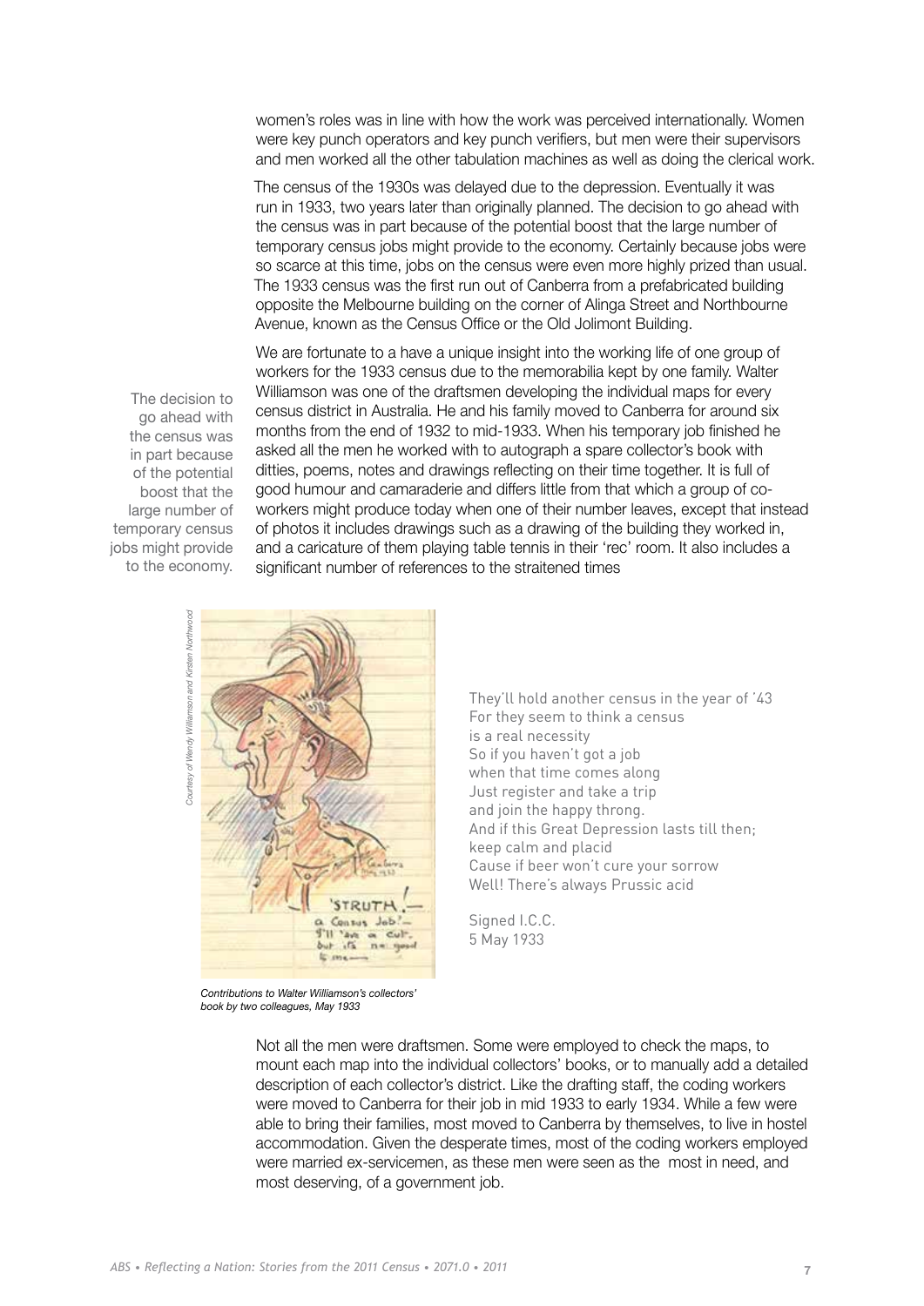women's roles was in line with how the work was perceived internationally. Women were key punch operators and key punch verifiers, but men were their supervisors and men worked all the other tabulation machines as well as doing the clerical work.

The census of the 1930s was delayed due to the depression. Eventually it was run in 1933, two years later than originally planned. The decision to go ahead with the census was in part because of the potential boost that the large number of temporary census jobs might provide to the economy. Certainly because jobs were so scarce at this time, jobs on the census were even more highly prized than usual. The 1933 census was the first run out of Canberra from a prefabricated building opposite the Melbourne building on the corner of Alinga Street and Northbourne Avenue, known as the Census Office or the Old Jolimont Building.

We are fortunate to a have a unique insight into the working life of one group of workers for the 1933 census due to the memorabilia kept by one family. Walter Williamson was one of the draftsmen developing the individual maps for every census district in Australia. He and his family moved to Canberra for around six months from the end of 1932 to mid-1933. When his temporary job finished he asked all the men he worked with to autograph a spare collector's book with ditties, poems, notes and drawings reflecting on their time together. It is full of good humour and camaraderie and differs little from that which a group of co-workers might produce today when one of their number leaves, except that instead of photos it includes drawings such as a drawing of the building they worked in, and a caricature of them playing table tennis in their 'rec' room. It also includes a significant number of references to the straitened times

> The decision to go ahead with the census was in part because of the potential boost that the large number of temporary census jobs might provide to the economy.

They'll hold another census in the year of '43
For they seem to think a census
is a real necessity
So if you haven't got a job
when that time comes along
Just register and take a trip
and join the happy throng.
And if this Great Depression lasts till then;
keep calm and placid
Cause if beer won't cure your sorrow
Well! There's always Prussic acid

Signed I.C.C.
5 May 1933

*Contributions to Walter Williamson's collectors' book by two colleagues, May 1933*

*Courtesy of Wendy Williamson and Kirsten Northwood*

Not all the men were draftsmen. Some were employed to check the maps, to mount each map into the individual collectors' books, or to manually add a detailed description of each collector's district. Like the drafting staff, the coding workers were moved to Canberra for their job in mid 1933 to early 1934. While a few were able to bring their families, most moved to Canberra by themselves, to live in hostel accommodation. Given the desperate times, most of the coding workers employed were married ex-servicemen, as these men were seen as the most in need, and most deserving, of a government job.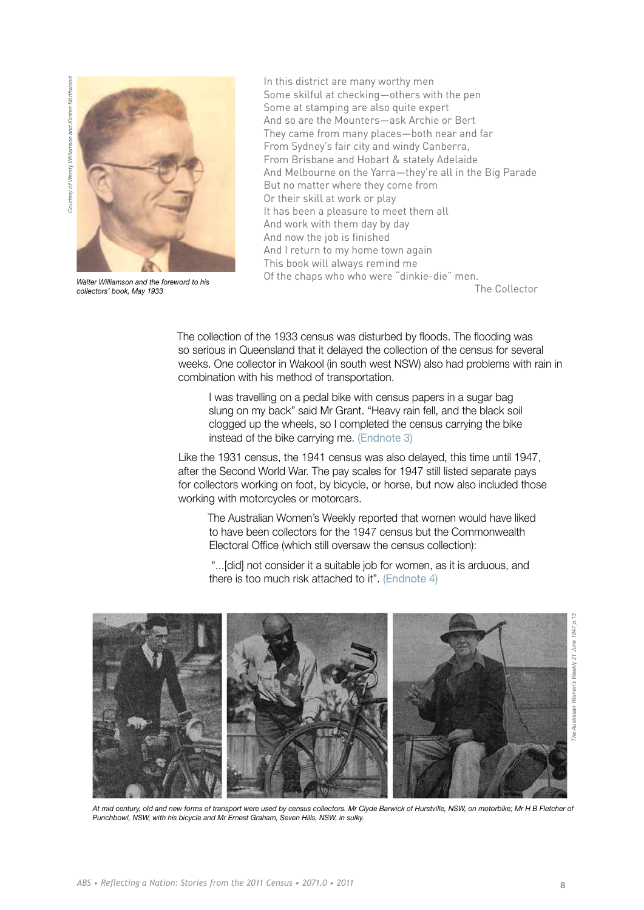*Courtesy of Wendy Williamson and Kirsten Northwood*

*Walter Williamson and the foreword to his collectors' book, May 1933*

In this district are many worthy men
Some skilful at checking—others with the pen
Some at stamping are also quite expert
And so are the Mounters—ask Archie or Bert
They came from many places—both near and far
From Sydney's fair city and windy Canberra,
From Brisbane and Hobart & stately Adelaide
And Melbourne on the Yarra—they're all in the Big Parade
But no matter where they come from
Or their skill at work or play
It has been a pleasure to meet them all
And work with them day by day
And now the job is finished
And I return to my home town again
This book will always remind me
Of the chaps who who were "dinkie-die" men.

The Collector

The collection of the 1933 census was disturbed by floods. The flooding was so serious in Queensland that it delayed the collection of the census for several weeks. One collector in Wakool (in south west NSW) also had problems with rain in combination with his method of transportation.

> I was travelling on a pedal bike with census papers in a sugar bag slung on my back" said Mr Grant. "Heavy rain fell, and the black soil clogged up the wheels, so I completed the census carrying the bike instead of the bike carrying me. (Endnote 3)

Like the 1931 census, the 1941 census was also delayed, this time until 1947, after the Second World War. The pay scales for 1947 still listed separate pays for collectors working on foot, by bicycle, or horse, but now also included those working with motorcycles or motorcars.

> The Australian Women's Weekly reported that women would have liked to have been collectors for the 1947 census but the Commonwealth Electoral Office (which still oversaw the census collection):
>
> "...[did] not consider it a suitable job for women, as it is arduous, and there is too much risk attached to it". (Endnote 4)

*The Australian Women's Weekly 21 June 1947 p.13*

*At mid century, old and new forms of transport were used by census collectors. Mr Clyde Barwick of Hurstville, NSW, on motorbike; Mr H B Fletcher of Punchbowl, NSW, with his bicycle and Mr Ernest Graham, Seven Hills, NSW, in sulky.*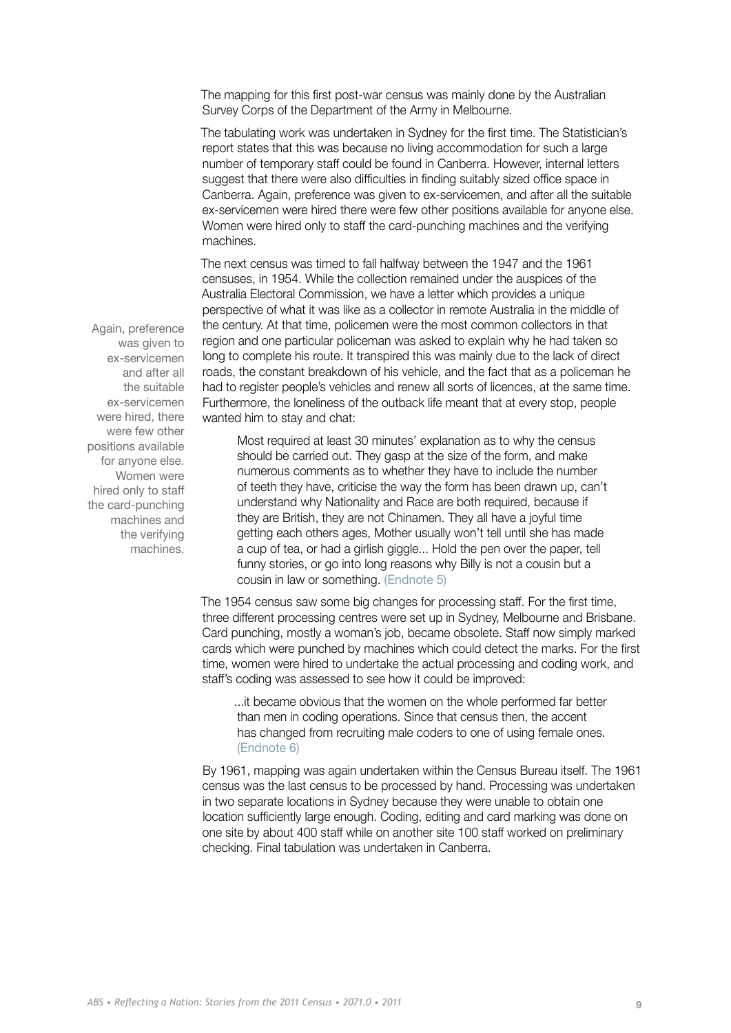The mapping for this first post-war census was mainly done by the Australian Survey Corps of the Department of the Army in Melbourne.

The tabulating work was undertaken in Sydney for the first time. The Statistician's report states that this was because no living accommodation for such a large number of temporary staff could be found in Canberra. However, internal letters suggest that there were also difficulties in finding suitably sized office space in Canberra. Again, preference was given to ex-servicemen, and after all the suitable ex-servicemen were hired there were few other positions available for anyone else. Women were hired only to staff the card-punching machines and the verifying machines.

Again, preference was given to ex-servicemen and after all the suitable ex-servicemen were hired, there were few other positions available for anyone else. Women were hired only to staff the card-punching machines and the verifying machines.

The next census was timed to fall halfway between the 1947 and the 1961 censuses, in 1954. While the collection remained under the auspices of the Australia Electoral Commission, we have a letter which provides a unique perspective of what it was like as a collector in remote Australia in the middle of the century. At that time, policemen were the most common collectors in that region and one particular policeman was asked to explain why he had taken so long to complete his route. It transpired this was mainly due to the lack of direct roads, the constant breakdown of his vehicle, and the fact that as a policeman he had to register people's vehicles and renew all sorts of licences, at the same time. Furthermore, the loneliness of the outback life meant that at every stop, people wanted him to stay and chat:

> Most required at least 30 minutes' explanation as to why the census should be carried out. They gasp at the size of the form, and make numerous comments as to whether they have to include the number of teeth they have, criticise the way the form has been drawn up, can't understand why Nationality and Race are both required, because if they are British, they are not Chinamen. They all have a joyful time getting each others ages, Mother usually won't tell until she has made a cup of tea, or had a girlish giggle... Hold the pen over the paper, tell funny stories, or go into long reasons why Billy is not a cousin but a cousin in law or something. (Endnote 5)

The 1954 census saw some big changes for processing staff. For the first time, three different processing centres were set up in Sydney, Melbourne and Brisbane. Card punching, mostly a woman's job, became obsolete. Staff now simply marked cards which were punched by machines which could detect the marks. For the first time, women were hired to undertake the actual processing and coding work, and staff's coding was assessed to see how it could be improved:

> ...it became obvious that the women on the whole performed far better than men in coding operations. Since that census then, the accent has changed from recruiting male coders to one of using female ones. (Endnote 6)

By 1961, mapping was again undertaken within the Census Bureau itself. The 1961 census was the last census to be processed by hand. Processing was undertaken in two separate locations in Sydney because they were unable to obtain one location sufficiently large enough. Coding, editing and card marking was done on one site by about 400 staff while on another site 100 staff worked on preliminary checking. Final tabulation was undertaken in Canberra.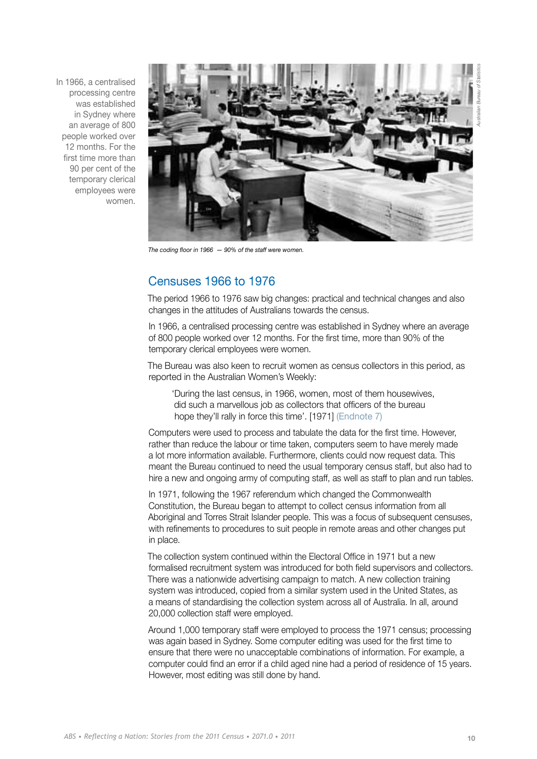In 1966, a centralised processing centre was established in Sydney where an average of 800 people worked over 12 months. For the first time more than 90 per cent of the temporary clerical employees were women.

*The coding floor in 1966 — 90% of the staff were women.*

## Censuses 1966 to 1976

The period 1966 to 1976 saw big changes: practical and technical changes and also changes in the attitudes of Australians towards the census.

In 1966, a centralised processing centre was established in Sydney where an average of 800 people worked over 12 months. For the first time, more than 90% of the temporary clerical employees were women.

The Bureau was also keen to recruit women as census collectors in this period, as reported in the Australian Women's Weekly:

> 'During the last census, in 1966, women, most of them housewives, did such a marvellous job as collectors that officers of the bureau hope they'll rally in force this time'. [1971] (Endnote 7)

Computers were used to process and tabulate the data for the first time. However, rather than reduce the labour or time taken, computers seem to have merely made a lot more information available. Furthermore, clients could now request data. This meant the Bureau continued to need the usual temporary census staff, but also had to hire a new and ongoing army of computing staff, as well as staff to plan and run tables.

In 1971, following the 1967 referendum which changed the Commonwealth Constitution, the Bureau began to attempt to collect census information from all Aboriginal and Torres Strait Islander people. This was a focus of subsequent censuses, with refinements to procedures to suit people in remote areas and other changes put in place.

The collection system continued within the Electoral Office in 1971 but a new formalised recruitment system was introduced for both field supervisors and collectors. There was a nationwide advertising campaign to match. A new collection training system was introduced, copied from a similar system used in the United States, as a means of standardising the collection system across all of Australia. In all, around 20,000 collection staff were employed.

Around 1,000 temporary staff were employed to process the 1971 census; processing was again based in Sydney. Some computer editing was used for the first time to ensure that there were no unacceptable combinations of information. For example, a computer could find an error if a child aged nine had a period of residence of 15 years. However, most editing was still done by hand.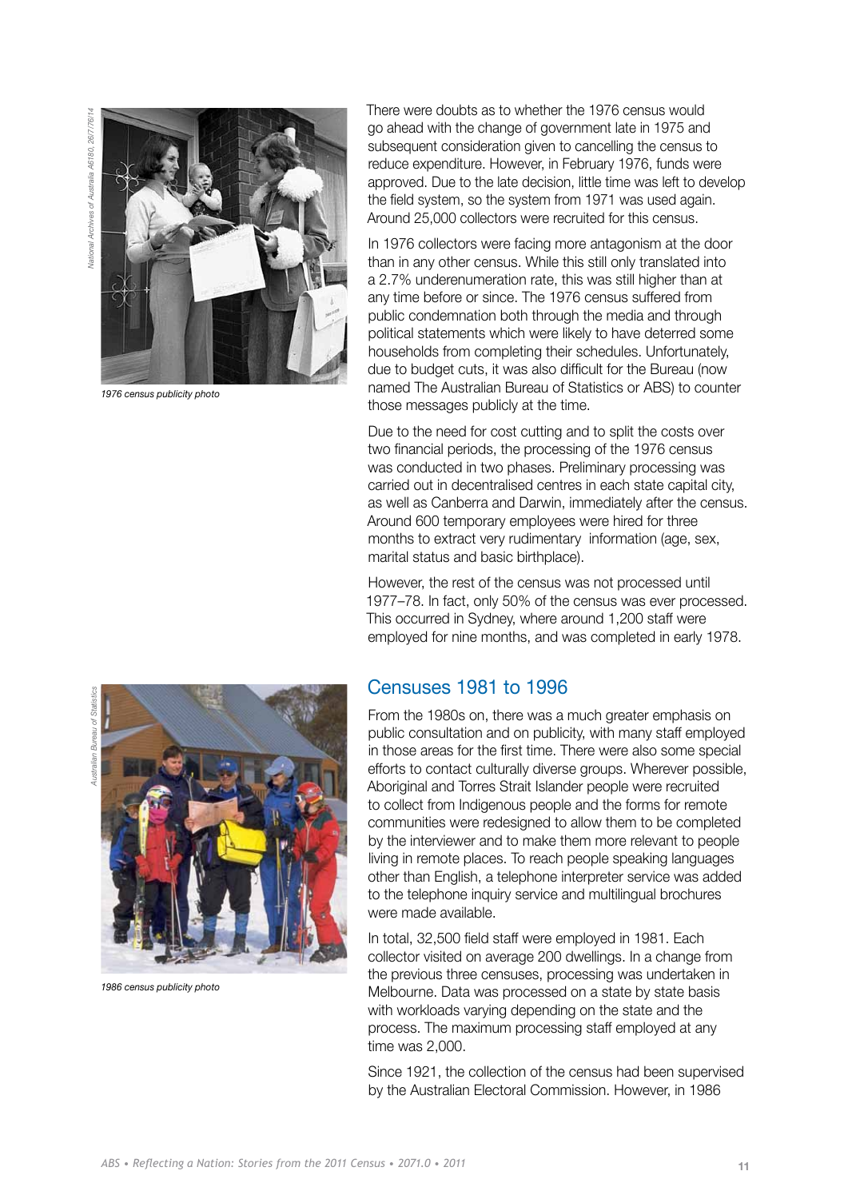1976 census publicity photo

There were doubts as to whether the 1976 census would go ahead with the change of government late in 1975 and subsequent consideration given to cancelling the census to reduce expenditure. However, in February 1976, funds were approved. Due to the late decision, little time was left to develop the field system, so the system from 1971 was used again. Around 25,000 collectors were recruited for this census.

In 1976 collectors were facing more antagonism at the door than in any other census. While this still only translated into a 2.7% underenumeration rate, this was still higher than at any time before or since. The 1976 census suffered from public condemnation both through the media and through political statements which were likely to have deterred some households from completing their schedules. Unfortunately, due to budget cuts, it was also difficult for the Bureau (now named The Australian Bureau of Statistics or ABS) to counter those messages publicly at the time.

Due to the need for cost cutting and to split the costs over two financial periods, the processing of the 1976 census was conducted in two phases. Preliminary processing was carried out in decentralised centres in each state capital city, as well as Canberra and Darwin, immediately after the census. Around 600 temporary employees were hired for three months to extract very rudimentary information (age, sex, marital status and basic birthplace).

However, the rest of the census was not processed until 1977–78. In fact, only 50% of the census was ever processed. This occurred in Sydney, where around 1,200 staff were employed for nine months, and was completed in early 1978.

1986 census publicity photo

## Censuses 1981 to 1996

From the 1980s on, there was a much greater emphasis on public consultation and on publicity, with many staff employed in those areas for the first time. There were also some special efforts to contact culturally diverse groups. Wherever possible, Aboriginal and Torres Strait Islander people were recruited to collect from Indigenous people and the forms for remote communities were redesigned to allow them to be completed by the interviewer and to make them more relevant to people living in remote places. To reach people speaking languages other than English, a telephone interpreter service was added to the telephone inquiry service and multilingual brochures were made available.

In total, 32,500 field staff were employed in 1981. Each collector visited on average 200 dwellings. In a change from the previous three censuses, processing was undertaken in Melbourne. Data was processed on a state by state basis with workloads varying depending on the state and the process. The maximum processing staff employed at any time was 2,000.

Since 1921, the collection of the census had been supervised by the Australian Electoral Commission. However, in 1986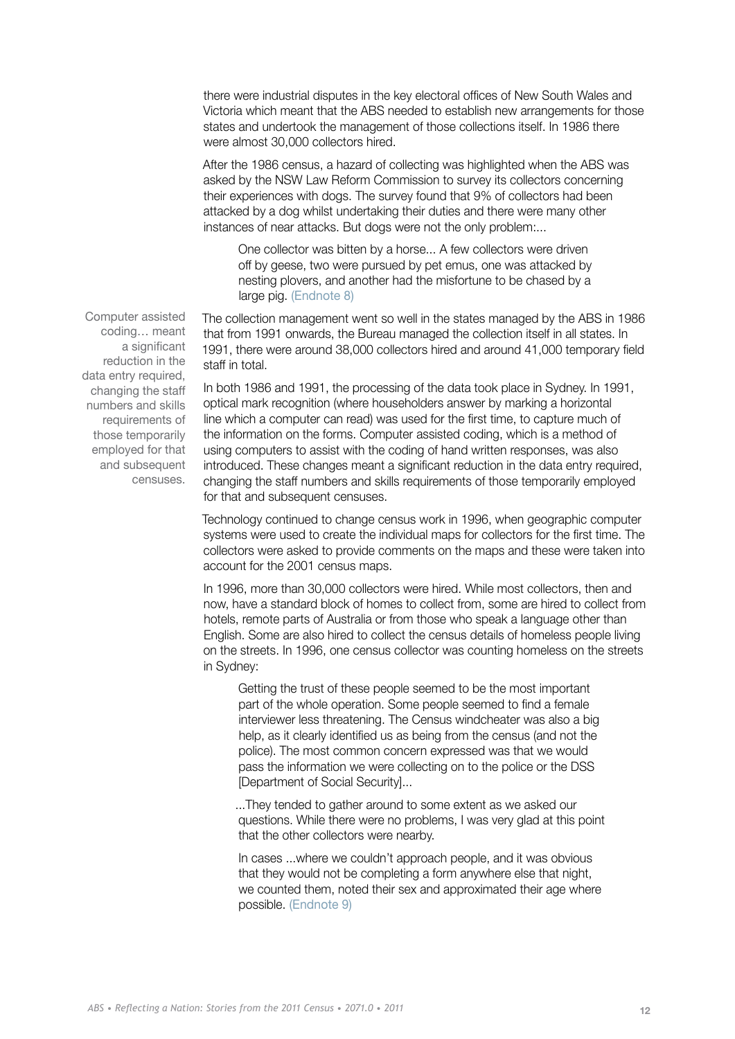there were industrial disputes in the key electoral offices of New South Wales and Victoria which meant that the ABS needed to establish new arrangements for those states and undertook the management of those collections itself. In 1986 there were almost 30,000 collectors hired.

After the 1986 census, a hazard of collecting was highlighted when the ABS was asked by the NSW Law Reform Commission to survey its collectors concerning their experiences with dogs. The survey found that 9% of collectors had been attacked by a dog whilst undertaking their duties and there were many other instances of near attacks. But dogs were not the only problem:...

> One collector was bitten by a horse... A few collectors were driven off by geese, two were pursued by pet emus, one was attacked by nesting plovers, and another had the misfortune to be chased by a large pig. (Endnote 8)

> Computer assisted coding… meant a significant reduction in the data entry required, changing the staff numbers and skills requirements of those temporarily employed for that and subsequent censuses.

The collection management went so well in the states managed by the ABS in 1986 that from 1991 onwards, the Bureau managed the collection itself in all states. In 1991, there were around 38,000 collectors hired and around 41,000 temporary field staff in total.

In both 1986 and 1991, the processing of the data took place in Sydney. In 1991, optical mark recognition (where householders answer by marking a horizontal line which a computer can read) was used for the first time, to capture much of the information on the forms. Computer assisted coding, which is a method of using computers to assist with the coding of hand written responses, was also introduced. These changes meant a significant reduction in the data entry required, changing the staff numbers and skills requirements of those temporarily employed for that and subsequent censuses.

Technology continued to change census work in 1996, when geographic computer systems were used to create the individual maps for collectors for the first time. The collectors were asked to provide comments on the maps and these were taken into account for the 2001 census maps.

In 1996, more than 30,000 collectors were hired. While most collectors, then and now, have a standard block of homes to collect from, some are hired to collect from hotels, remote parts of Australia or from those who speak a language other than English. Some are also hired to collect the census details of homeless people living on the streets. In 1996, one census collector was counting homeless on the streets in Sydney:

> Getting the trust of these people seemed to be the most important part of the whole operation. Some people seemed to find a female interviewer less threatening. The Census windcheater was also a big help, as it clearly identified us as being from the census (and not the police). The most common concern expressed was that we would pass the information we were collecting on to the police or the DSS [Department of Social Security]...
>
> ...They tended to gather around to some extent as we asked our questions. While there were no problems, I was very glad at this point that the other collectors were nearby.
>
> In cases ...where we couldn't approach people, and it was obvious that they would not be completing a form anywhere else that night, we counted them, noted their sex and approximated their age where possible. (Endnote 9)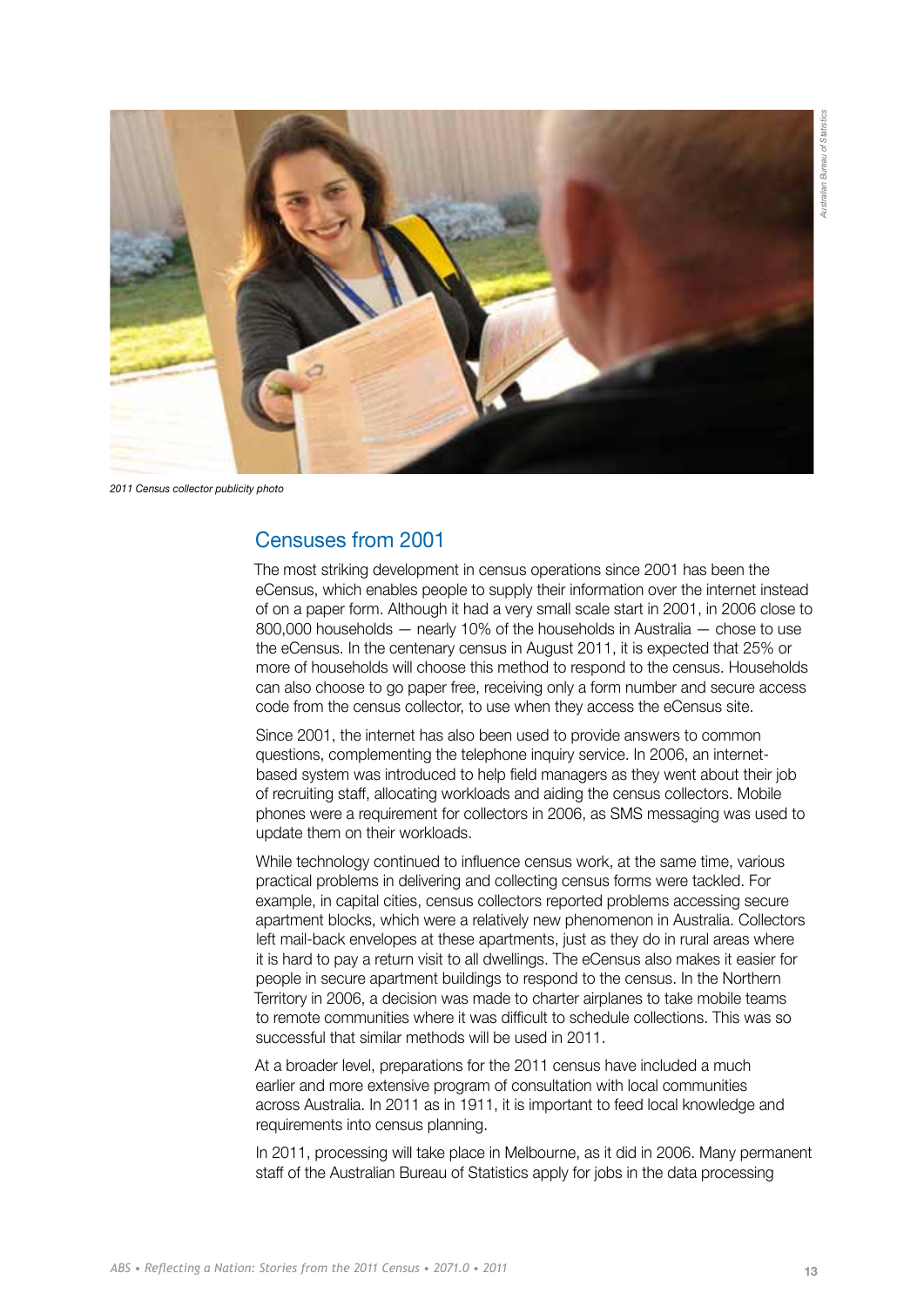*2011 Census collector publicity photo*

## Censuses from 2001

The most striking development in census operations since 2001 has been the eCensus, which enables people to supply their information over the internet instead of on a paper form. Although it had a very small scale start in 2001, in 2006 close to 800,000 households — nearly 10% of the households in Australia — chose to use the eCensus. In the centenary census in August 2011, it is expected that 25% or more of households will choose this method to respond to the census. Households can also choose to go paper free, receiving only a form number and secure access code from the census collector, to use when they access the eCensus site.

Since 2001, the internet has also been used to provide answers to common questions, complementing the telephone inquiry service. In 2006, an internet-based system was introduced to help field managers as they went about their job of recruiting staff, allocating workloads and aiding the census collectors. Mobile phones were a requirement for collectors in 2006, as SMS messaging was used to update them on their workloads.

While technology continued to influence census work, at the same time, various practical problems in delivering and collecting census forms were tackled. For example, in capital cities, census collectors reported problems accessing secure apartment blocks, which were a relatively new phenomenon in Australia. Collectors left mail-back envelopes at these apartments, just as they do in rural areas where it is hard to pay a return visit to all dwellings. The eCensus also makes it easier for people in secure apartment buildings to respond to the census. In the Northern Territory in 2006, a decision was made to charter airplanes to take mobile teams to remote communities where it was difficult to schedule collections. This was so successful that similar methods will be used in 2011.

At a broader level, preparations for the 2011 census have included a much earlier and more extensive program of consultation with local communities across Australia. In 2011 as in 1911, it is important to feed local knowledge and requirements into census planning.

In 2011, processing will take place in Melbourne, as it did in 2006. Many permanent staff of the Australian Bureau of Statistics apply for jobs in the data processing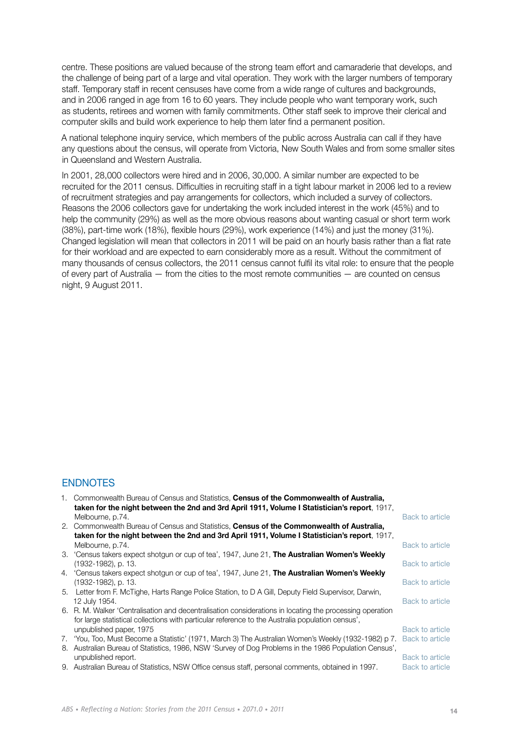centre. These positions are valued because of the strong team effort and camaraderie that develops, and the challenge of being part of a large and vital operation. They work with the larger numbers of temporary staff. Temporary staff in recent censuses have come from a wide range of cultures and backgrounds, and in 2006 ranged in age from 16 to 60 years. They include people who want temporary work, such as students, retirees and women with family commitments. Other staff seek to improve their clerical and computer skills and build work experience to help them later find a permanent position.

A national telephone inquiry service, which members of the public across Australia can call if they have any questions about the census, will operate from Victoria, New South Wales and from some smaller sites in Queensland and Western Australia.

In 2001, 28,000 collectors were hired and in 2006, 30,000. A similar number are expected to be recruited for the 2011 census. Difficulties in recruiting staff in a tight labour market in 2006 led to a review of recruitment strategies and pay arrangements for collectors, which included a survey of collectors. Reasons the 2006 collectors gave for undertaking the work included interest in the work (45%) and to help the community (29%) as well as the more obvious reasons about wanting casual or short term work (38%), part-time work (18%), flexible hours (29%), work experience (14%) and just the money (31%). Changed legislation will mean that collectors in 2011 will be paid on an hourly basis rather than a flat rate for their workload and are expected to earn considerably more as a result. Without the commitment of many thousands of census collectors, the 2011 census cannot fulfil its vital role: to ensure that the people of every part of Australia — from the cities to the most remote communities — are counted on census night, 9 August 2011.

## ENDNOTES

1. Commonwealth Bureau of Census and Statistics, **Census of the Commonwealth of Australia, taken for the night between the 2nd and 3rd April 1911, Volume I Statistician's report**, 1917, Melbourne, p.74. Back to article
2. Commonwealth Bureau of Census and Statistics, **Census of the Commonwealth of Australia, taken for the night between the 2nd and 3rd April 1911, Volume I Statistician's report**, 1917, Melbourne, p.74. Back to article
3. 'Census takers expect shotgun or cup of tea', 1947, June 21, **The Australian Women's Weekly** (1932-1982), p. 13. Back to article
4. 'Census takers expect shotgun or cup of tea', 1947, June 21, **The Australian Women's Weekly** (1932-1982), p. 13. Back to article
5. Letter from F. McTighe, Harts Range Police Station, to D A Gill, Deputy Field Supervisor, Darwin, 12 July 1954. Back to article
6. R. M. Walker 'Centralisation and decentralisation considerations in locating the processing operation for large statistical collections with particular reference to the Australia population census', unpublished paper, 1975 Back to article
7. 'You, Too, Must Become a Statistic' (1971, March 3) The Australian Women's Weekly (1932-1982) p 7. Back to article
8. Australian Bureau of Statistics, 1986, NSW 'Survey of Dog Problems in the 1986 Population Census', unpublished report. Back to article
9. Australian Bureau of Statistics, NSW Office census staff, personal comments, obtained in 1997. Back to article